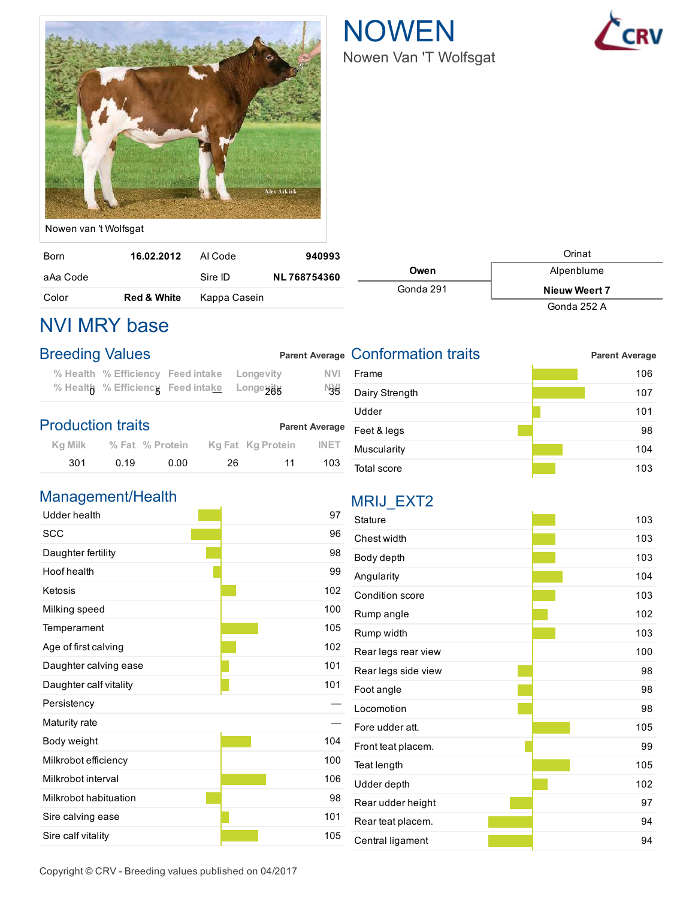# NOWEN

Nowen Van 'T Wolfsgat

Nowen van 't Wolfsgat

| | | | |
|---|---|---|---|
| Born | 16.02.2012 | AI Code | 940993 |
| aAa Code | | Sire ID | NL 768754360 |
| Color | Red & White | Kappa Casein | |

Owen
Gonda 291
Orinat
Alpenblume
Nieuw Weert 7
Gonda 252 A

## NVI MRY base

### Breeding Values

Parent Average

| % Health | % Efficiency | Feed intake | Longevity | NVI |
|---|---|---|---|---|
| 0 | 5 | — | 265 | 35 |

### Production traits

Parent Average

| Kg Milk | % Fat | % Protein | Kg Fat | Kg Protein | INET |
|---|---|---|---|---|---|
| 301 | 0.19 | 0.00 | 26 | 11 | 103 |

### Management/Health

Udder health 97
SCC 96
Daughter fertility 98
Hoof health 99
Ketosis 102
Milking speed 100
Temperament 105
Age of first calving 102
Daughter calving ease 101
Daughter calf vitality 101
Persistency —
Maturity rate —
Body weight 104
Milkrobot efficiency 100
Milkrobot interval 106
Milkrobot habituation 98
Sire calving ease 101
Sire calf vitality 105

### Conformation traits

Parent Average

Frame 106
Dairy Strength 107
Udder 101
Feet & legs 98
Muscularity 104
Total score 103

### MRIJ_EXT2

Stature 103
Chest width 103
Body depth 103
Angularity 104
Condition score 103
Rump angle 102
Rump width 103
Rear legs rear view 100
Rear legs side view 98
Foot angle 98
Locomotion 98
Fore udder att. 105
Front teat placem. 99
Teat length 105
Udder depth 102
Rear udder height 97
Rear teat placem. 94
Central ligament 94

Copyright © CRV - Breeding values published on 04/2017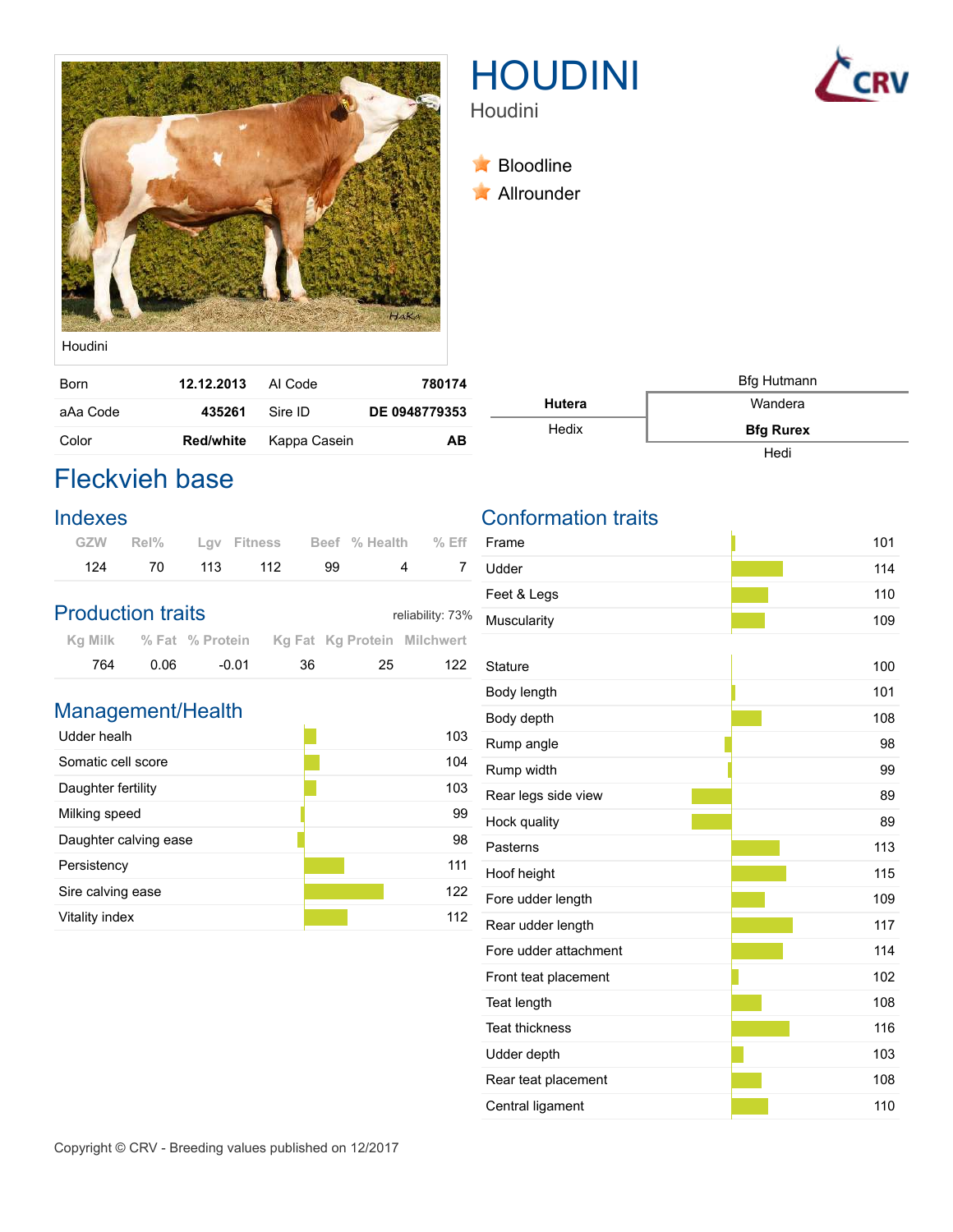# HOUDINI

Houdini

- Bloodline
- Allrounder

Houdini

| Born | 12.12.2013 | AI Code | 780174 |
|---|---|---|---|
| aAa Code | 435261 | Sire ID | DE 0948779353 |
| Color | Red/white | Kappa Casein | AB |

| | | |
|---|---|---|
| **Hutera** | | Bfg Hutmann |
| | | Wandera |
| Hedix | | **Bfg Rurex** |
| | | Hedi |

## Fleckvieh base

### Indexes

| GZW | Rel% | Lgv | Fitness | Beef | % Health | % Eff |
|---|---|---|---|---|---|---|
| 124 | 70 | 113 | 112 | 99 | 4 | 7 |

### Production traits

reliability: 73%

| Kg Milk | % Fat | % Protein | Kg Fat | Kg Protein | Milchwert |
|---|---|---|---|---|---|
| 764 | 0.06 | -0.01 | 36 | 25 | 122 |

### Management/Health

| Trait | Value |
|---|---|
| Udder health | 103 |
| Somatic cell score | 104 |
| Daughter fertility | 103 |
| Milking speed | 99 |
| Daughter calving ease | 98 |
| Persistency | 111 |
| Sire calving ease | 122 |
| Vitality index | 112 |

### Conformation traits

| Trait | Value |
|---|---|
| Frame | 101 |
| Udder | 114 |
| Feet & Legs | 110 |
| Muscularity | 109 |

| Trait | Value |
|---|---|
| Stature | 100 |
| Body length | 101 |
| Body depth | 108 |
| Rump angle | 98 |
| Rump width | 99 |
| Rear legs side view | 89 |
| Hock quality | 89 |
| Pasterns | 113 |
| Hoof height | 115 |
| Fore udder length | 109 |
| Rear udder length | 117 |
| Fore udder attachment | 114 |
| Front teat placement | 102 |
| Teat length | 108 |
| Teat thickness | 116 |
| Udder depth | 103 |
| Rear teat placement | 108 |
| Central ligament | 110 |

Copyright © CRV - Breeding values published on 12/2017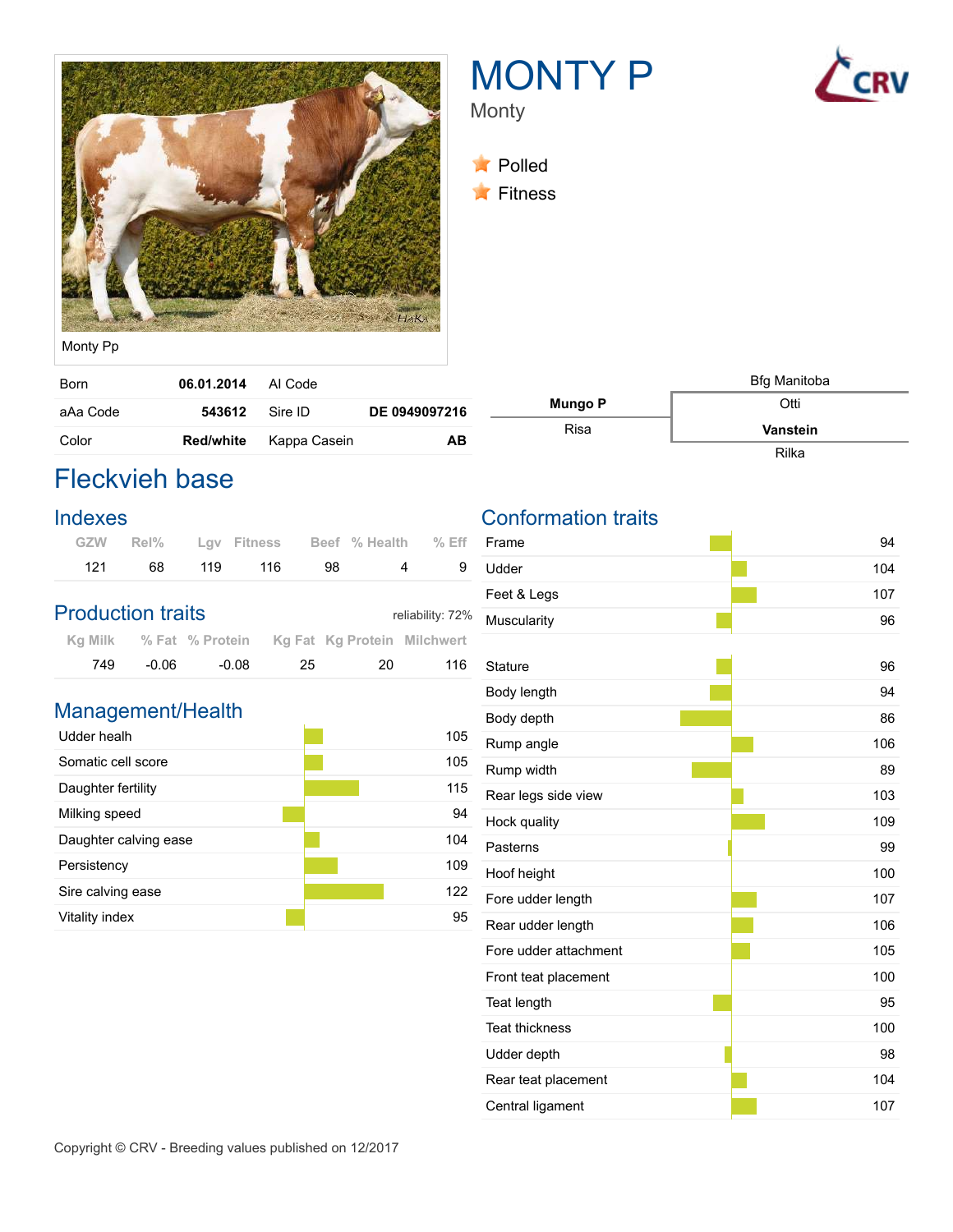# MONTY P

Monty

- Polled
- Fitness

CRV

Monty Pp

| Born | 06.01.2014 | AI Code | |
|---|---|---|---|
| aAa Code | 543612 | Sire ID | DE 0949097216 |
| Color | Red/white | Kappa Casein | AB |

| | | |
|---|---|---|
| Mungo P | | Bfg Manitoba |
| | | Otti |
| Risa | Vanstein | |
| | | Rilka |

## Fleckvieh base

### Indexes

| GZW | Rel% | Lgv | Fitness | Beef | % Health | % Eff |
|---|---|---|---|---|---|---|
| 121 | 68 | 119 | 116 | 98 | 4 | 9 |

### Production traits

reliability: 72%

| Kg Milk | % Fat | % Protein | Kg Fat | Kg Protein | Milchwert |
|---|---|---|---|---|---|
| 749 | -0.06 | -0.08 | 25 | 20 | 116 |

### Management/Health

| Trait | Value |
|---|---|
| Udder healh | 105 |
| Somatic cell score | 105 |
| Daughter fertility | 115 |
| Milking speed | 94 |
| Daughter calving ease | 104 |
| Persistency | 109 |
| Sire calving ease | 122 |
| Vitality index | 95 |

### Conformation traits

| Trait | Value |
|---|---|
| Frame | 94 |
| Udder | 104 |
| Feet & Legs | 107 |
| Muscularity | 96 |
| Stature | 96 |
| Body length | 94 |
| Body depth | 86 |
| Rump angle | 106 |
| Rump width | 89 |
| Rear legs side view | 103 |
| Hock quality | 109 |
| Pasterns | 99 |
| Hoof height | 100 |
| Fore udder length | 107 |
| Rear udder length | 106 |
| Fore udder attachment | 105 |
| Front teat placement | 100 |
| Teat length | 95 |
| Teat thickness | 100 |
| Udder depth | 98 |
| Rear teat placement | 104 |
| Central ligament | 107 |

Copyright © CRV - Breeding values published on 12/2017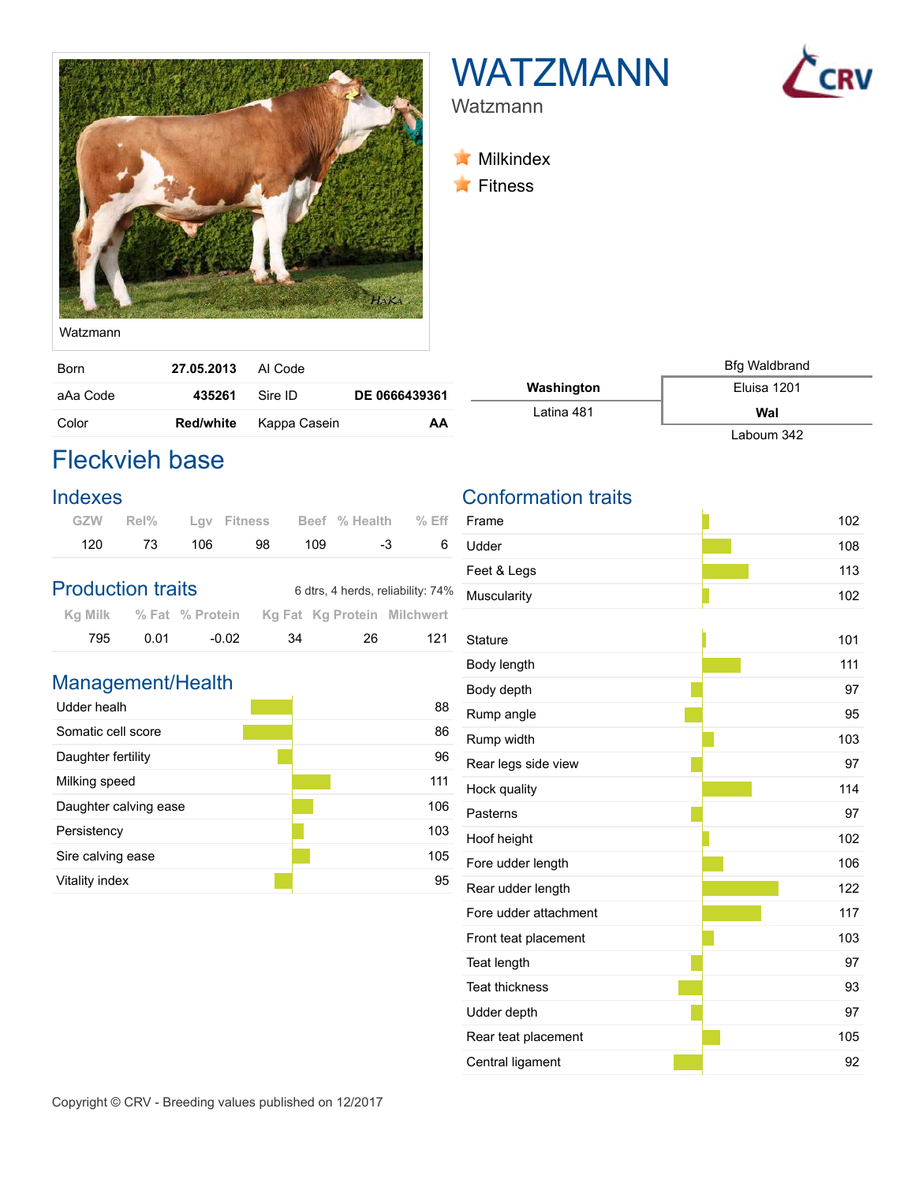# WATZMANN

Watzmann

- Milkindex
- Fitness

Watzmann

| | | | |
|---|---|---|---|
| Born | 27.05.2013 | AI Code | |
| aAa Code | 435261 | Sire ID | DE 0666439361 |
| Color | Red/white | Kappa Casein | AA |

| | | |
|---|---|---|
| Washington | | Bfg Waldbrand |
| | | Eluisa 1201 |
| Latina 481 | Wal | |
| | | Laboum 342 |

## Fleckvieh base

### Indexes

| GZW | Rel% | Lgv | Fitness | Beef | % Health | % Eff |
|---|---|---|---|---|---|---|
| 120 | 73 | 106 | 98 | 109 | -3 | 6 |

### Production traits

6 dtrs, 4 herds, reliability: 74%

| Kg Milk | % Fat | % Protein | Kg Fat | Kg Protein | Milchwert |
|---|---|---|---|---|---|
| 795 | 0.01 | -0.02 | 34 | 26 | 121 |

### Management/Health

Udder healh 88
Somatic cell score 86
Daughter fertility 96
Milking speed 111
Daughter calving ease 106
Persistency 103
Sire calving ease 105
Vitality index 95

### Conformation traits

Frame 102
Udder 108
Feet & Legs 113
Muscularity 102

Stature 101
Body length 111
Body depth 97
Rump angle 95
Rump width 103
Rear legs side view 97
Hock quality 114
Pasterns 97
Hoof height 102
Fore udder length 106
Rear udder length 122
Fore udder attachment 117
Front teat placement 103
Teat length 97
Teat thickness 93
Udder depth 97
Rear teat placement 105
Central ligament 92

Copyright © CRV - Breeding values published on 12/2017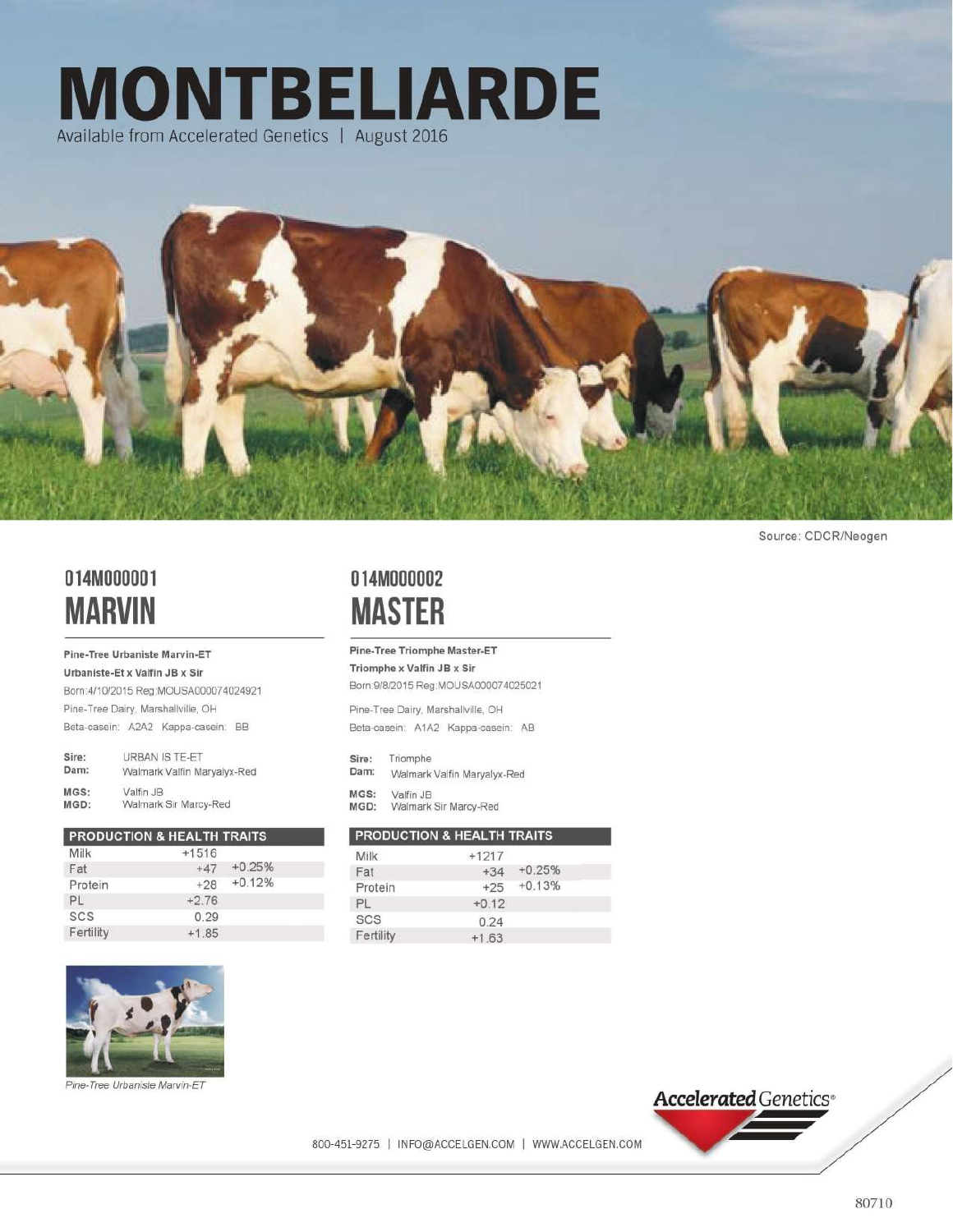# MONTBELIARDE

Available from Accelerated Genetics | August 2016

Source: CDCR/Neogen

## 014M000001
## MARVIN

**Pine-Tree Urbaniste Marvin-ET**

**Urbaniste-Et x Valfin JB x Sir**

Born:4/10/2015 Reg:MOUSA000074024921

Pine-Tree Dairy, Marshallville, OH

Beta-casein: A2A2 Kappa-casein: BB

**Sire:** URBAN IS TE-ET
**Dam:** Walmark Valfin Maryalyx-Red

**MGS:** Valfin JB
**MGD:** Walmark Sir Marcy-Red

| PRODUCTION & HEALTH TRAITS | | |
|---|---|---|
| Milk | +1516 | |
| Fat | +47 | +0.25% |
| Protein | +28 | +0.12% |
| PL | +2.76 | |
| SCS | 0.29 | |
| Fertility | +1.85 | |

Pine-Tree Urbaniste Marvin-ET

## 014M000002
## MASTER

**Pine-Tree Triomphe Master-ET**

**Triomphe x Valfin JB x Sir**

Born:9/8/2015 Reg:MOUSA000074025021

Pine-Tree Dairy, Marshallville, OH

Beta-casein: A1A2 Kappa-casein: AB

**Sire:** Triomphe
**Dam:** Walmark Valfin Maryalyx-Red

**MGS:** Valfin JB
**MGD:** Walmark Sir Marcy-Red

| PRODUCTION & HEALTH TRAITS | | |
|---|---|---|
| Milk | +1217 | |
| Fat | +34 | +0.25% |
| Protein | +25 | +0.13% |
| PL | +0.12 | |
| SCS | 0.24 | |
| Fertility | +1.63 | |

Accelerated Genetics®

800-451-9275 | INFO@ACCELGEN.COM | WWW.ACCELGEN.COM

80710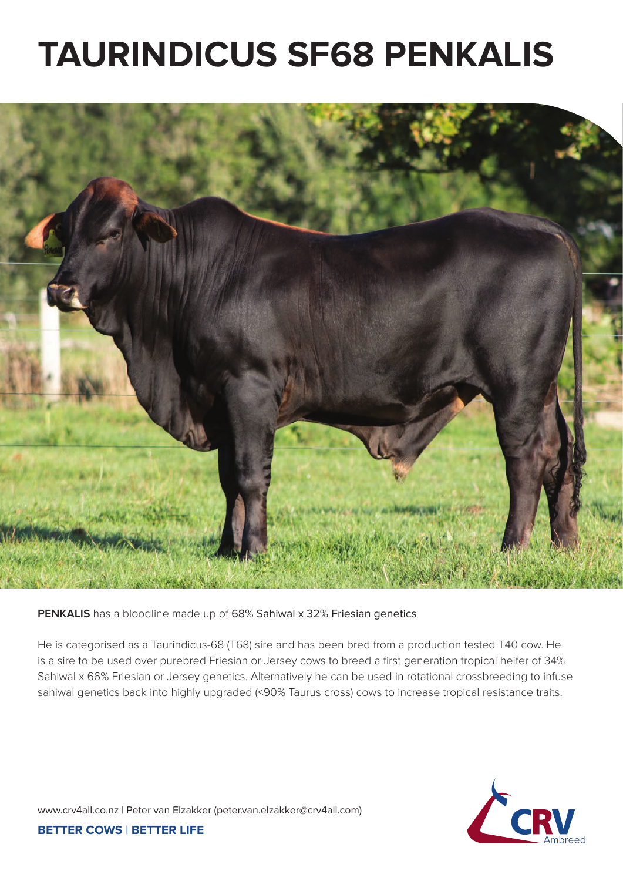# TAURINDICUS SF68 PENKALIS

**PENKALIS** has a bloodline made up of 68% Sahiwal x 32% Friesian genetics

He is categorised as a Taurindicus-68 (T68) sire and has been bred from a production tested T40 cow. He is a sire to be used over purebred Friesian or Jersey cows to breed a first generation tropical heifer of 34% Sahiwal x 66% Friesian or Jersey genetics. Alternatively he can be used in rotational crossbreeding to infuse sahiwal genetics back into highly upgraded (<90% Taurus cross) cows to increase tropical resistance traits.

www.crv4all.co.nz | Peter van Elzakker (peter.van.elzakker@crv4all.com)

**BETTER COWS | BETTER LIFE**

CRV Ambreed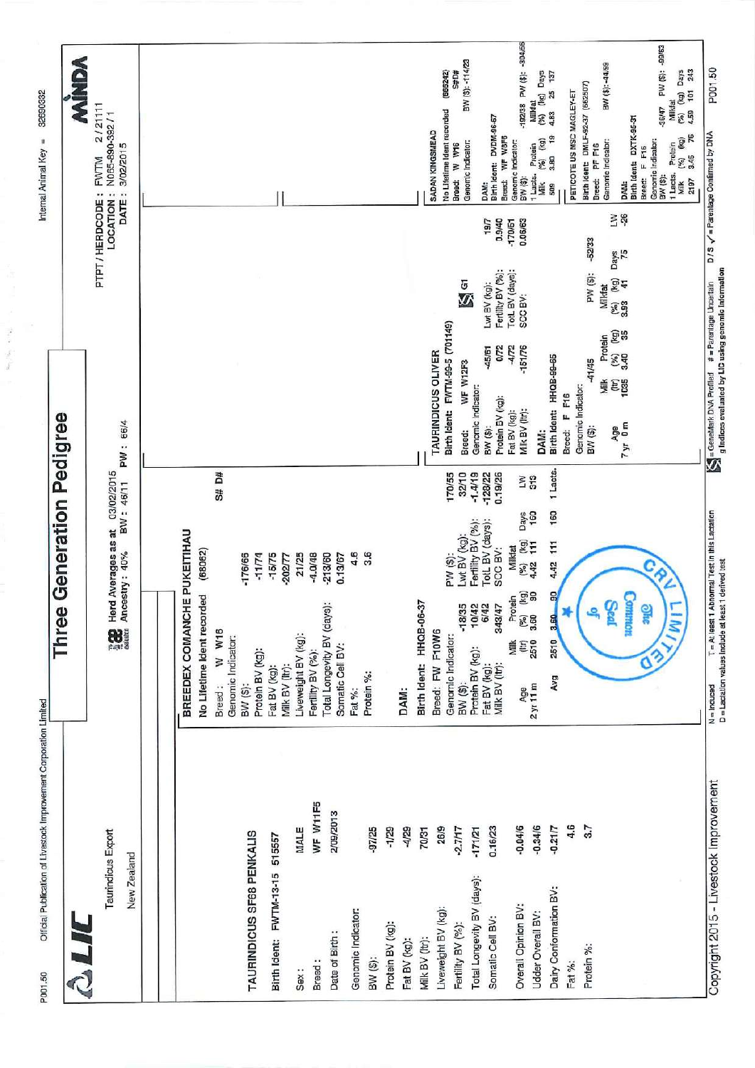Official Publication of Livestock Improvement Corporation Limited

Internal Animal Key = 32690332

# Three Generation Pedigree

LIC

Taurindicus Export

New Zealand

Herd Averages as at 03/02/2015
Ancestry: 40% BW: 46/11 PW: 66/4

PTPT / HERDCODE : FWTM 2 / 21111
LOCATION : N065-890-392 / 1
DATE : 3/02/2015

MINDA

## TAURINDICUS SF68 PENKALIS

Birth Ident: FWTM-13-15 515557

| | |
|---|---|
| Sex : | MALE |
| Breed : | WF W11F5 |
| Date of Birth : | 2/09/2013 |
| Genomic Indicator: | |
| BW ($): | -97/25 |
| Protein BV (kg): | -1/29 |
| Fat BV (kg): | -4/29 |
| Milk BV (ltr): | 70/31 |
| Liveweight BV (kg): | 26/9 |
| Fertility BV (%): | -2.7/17 |
| Total Longevity BV (days): | -171/21 |
| Somatic Cell BV: | 0.16/23 |
| Overall Opinion BV: | -0.04/6 |
| Udder Overall BV: | -0.34/6 |
| Dairy Conformation BV: | -0.21/7 |
| Fat %: | 4.6 |
| Protein %: | 3.7 |

### BREEDEX COMANCHE PUKEITIHAU

No Lifetime Ident recorded (68062)

Breed : W W16 S# D#

| | |
|---|---|
| Genomic Indicator: | |
| BW ($): | -176/66 |
| Protein BV (kg): | -11/74 |
| Fat BV (kg): | -15/75 |
| Milk BV (ltr): | -202/77 |
| Liveweight BV (kg): | 21/25 |
| Fertility BV (%): | -4.0/48 |
| Total Longevity BV (days): | -213/60 |
| Somatic Cell BV: | 0.13/67 |
| Fat %: | 4.6 |
| Protein %: | 3.6 |

### DAM:

Birth Ident: HHQB-06-37

Breed: FW F10W6

| | | | |
|---|---|---|---|
| Genomic Indicator: | | PW ($): | 170/55 |
| BW ($): | -18/35 | Lwt BV (kg): | 32/10 |
| Protein BV (kg): | 10/42 | Fertility BV (%): | -1.4/19 |
| Fat BV (kg): | 6/42 | Totl. BV (days): | -128/22 |
| Milk BV (ltr): | 343/47 | SCC BV: | 0.19/26 |

| Age | Milk (ltr) | Protein (%) | Protein (kg) | Milkfat (%) | Milkfat (kg) | Days | LW |
|---|---|---|---|---|---|---|---|
| 2 yr 11 m | 2510 | 3.60 | 90 | 4.42 | 111 | 160 | 319 |
| Avg | 2510 | 3.60 | 90 | 4.42 | 111 | 160 | 1 Lacts. |

### TAURINDICUS OLIVER

Birth Ident: FWTM-99-5 (701149)

Breed: WF W12F3 G1

| | | | |
|---|---|---|---|
| Genomic Indicator: | | | 19/7 |
| BW ($): | -45/61 | Lwt BV (kg): | |
| Protein BV (kg): | 0/72 | Fertility BV (%): | 0.9/40 |
| Fat BV (kg): | -4/72 | Totl. BV (days): | -170/51 |
| Milk BV (ltr): | -151/76 | SCC BV: | 0.06/63 |

### DAM:

Birth Ident: HHQB-99-65

Breed: F F16

Genomic Indicator:

BW ($): -41/45 PW ($): -52/33

| Age | Milk (ltr) | Protein (%) | Protein (kg) | Milkfat (%) | Milkfat (kg) | Days | LW |
|---|---|---|---|---|---|---|---|
| 7 yr 0 m | 1035 | 3.40 | 35 | 3.93 | 41 | 75 | -26 |

### SADAN KINGSMEAD

No Lifetime Ident recorded (665242)

Breed: W W16 S#D#

Genomic Indicator: BW ($): -114/23

DAM:

Birth Ident: DVDM-96-57

Breed: WF W8F8

Genomic Indicator:

BW ($): -192/38 PW ($): -304/55

| Lacts. | Milk | Protein (%) | Protein (kg) | Milkfat (%) | Milkfat (kg) | Days |
|---|---|---|---|---|---|---|
| 1 | 509 | 3.80 | 19 | 4.83 | 25 | 137 |

### PETICOTE US MSC MAGLEY-ET

Birth Ident: DMLF-92-37 (662507)

Breed: FF F16

Genomic Indicator: BW ($): -44/59

DAM:

Birth Ident: DXTK-95-31

Breed: F F16

Genomic Indicator:

BW ($): -35/47 PW ($): -99/63

| Lacts. | Milk | Protein (%) | Protein (kg) | Milkfat (%) | Milkfat (kg) | Days |
|---|---|---|---|---|---|---|
| 1 | 2197 | 3.45 | 76 | 4.59 | 101 | 243 |

N = Induced T = At least 1 Abnormal Test in this Lactation
D = Lactation values include at least 1 derived test

= GeneMark DNA Profiled # = Parentage Uncertain D / S ✓ = Parentage Confirmed by DNA
g Indices evaluated by LIC using genomic information

Copyright 2015 - Livestock Improvement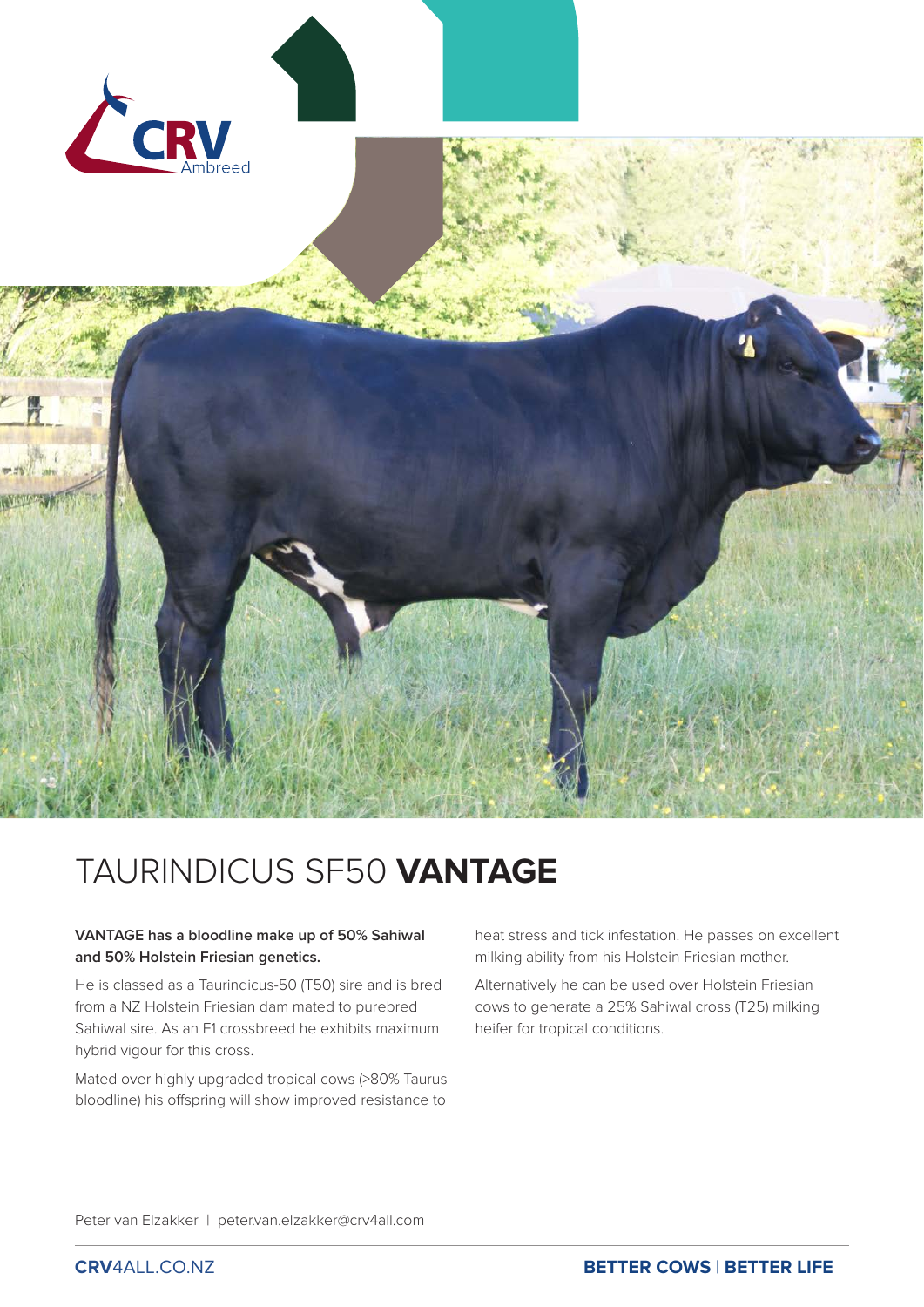# TAURINDICUS SF50 **VANTAGE**

**VANTAGE has a bloodline make up of 50% Sahiwal and 50% Holstein Friesian genetics.**

He is classed as a Taurindicus-50 (T50) sire and is bred from a NZ Holstein Friesian dam mated to purebred Sahiwal sire. As an F1 crossbreed he exhibits maximum hybrid vigour for this cross.

Mated over highly upgraded tropical cows (>80% Taurus bloodline) his offspring will show improved resistance to heat stress and tick infestation. He passes on excellent milking ability from his Holstein Friesian mother.

Alternatively he can be used over Holstein Friesian cows to generate a 25% Sahiwal cross (T25) milking heifer for tropical conditions.

Peter van Elzakker | peter.van.elzakker@crv4all.com

**CRV**4ALL.CO.NZ

**BETTER COWS | BETTER LIFE**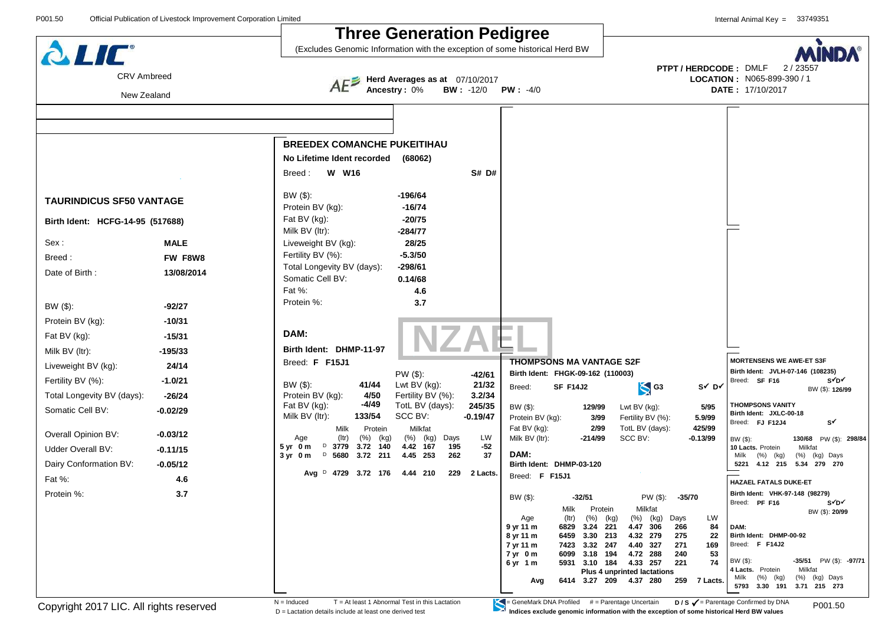Official Publication of Livestock Improvement Corporation Limited

Internal Animal Key = 33749351

# Three Generation Pedigree

(Excludes Genomic Information with the exception of some historical Herd BW

LIC

CRV Ambreed

New Zealand

Herd Averages as at 07/10/2017
Ancestry : 0% BW : -12/0 PW : -4/0

MINDA

PTPT / HERDCODE : DMLF 2 / 23557
LOCATION : N065-899-390 / 1
DATE : 17/10/2017

## TAURINDICUS SF50 VANTAGE

Birth Ident: HCFG-14-95 (517688)

| | |
|---|---|
| Sex : | MALE |
| Breed : | FW F8W8 |
| Date of Birth : | 13/08/2014 |
| BW ($): | -92/27 |
| Protein BV (kg): | -10/31 |
| Fat BV (kg): | -15/31 |
| Milk BV (ltr): | -195/33 |
| Liveweight BV (kg): | 24/14 |
| Fertility BV (%): | -1.0/21 |
| Total Longevity BV (days): | -26/24 |
| Somatic Cell BV: | -0.02/29 |
| Overall Opinion BV: | -0.03/12 |
| Udder Overall BV: | -0.11/15 |
| Dairy Conformation BV: | -0.05/12 |
| Fat %: | 4.6 |
| Protein %: | 3.7 |

## BREEDEX COMANCHE PUKEITIHAU

No Lifetime Ident recorded (68062)

Breed : W W16 S# D#

| | |
|---|---|
| BW ($): | -196/64 |
| Protein BV (kg): | -16/74 |
| Fat BV (kg): | -20/75 |
| Milk BV (ltr): | -284/77 |
| Liveweight BV (kg): | 28/25 |
| Fertility BV (%): | -5.3/50 |
| Total Longevity BV (days): | -298/61 |
| Somatic Cell BV: | 0.14/68 |
| Fat %: | 4.6 |
| Protein %: | 3.7 |

## DAM:

Birth Ident: DHMP-11-97

Breed: F F15J1

NZAEL

| | | | |
|---|---|---|---|
| | | PW ($): | -42/61 |
| BW ($): | 41/44 | Lwt BV (kg): | 21/32 |
| Protein BV (kg): | 4/50 | Fertility BV (%): | 3.2/34 |
| Fat BV (kg): | -4/49 | TotL BV (days): | 245/35 |
| Milk BV (ltr): | 133/54 | SCC BV: | -0.19/47 |

| Age | | Milk (ltr) | Protein (%) | Protein (kg) | Milkfat (%) | Milkfat (kg) | Days | LW |
|---|---|---|---|---|---|---|---|---|
| 5 yr 0 m | D | 3779 | 3.72 | 140 | 4.42 | 167 | 195 | -52 |
| 3 yr 0 m | D | 5680 | 3.72 | 211 | 4.45 | 253 | 262 | 37 |
| Avg | D | 4729 | 3.72 | 176 | 4.44 | 210 | 229 | 2 Lacts. |

## THOMPSONS MA VANTAGE S2F

Birth Ident: FHGK-09-162 (110003)

Breed: SF F14J2 G3 S✓ D✓

| | | | |
|---|---|---|---|
| BW ($): | 129/99 | Lwt BV (kg): | 5/95 |
| Protein BV (kg): | 3/99 | Fertility BV (%): | 5.9/99 |
| Fat BV (kg): | 2/99 | TotL BV (days): | 425/99 |
| Milk BV (ltr): | -214/99 | SCC BV: | -0.13/99 |

## DAM:

Birth Ident: DHMP-03-120

Breed: F F15J1

BW ($): -32/51 PW ($): -35/70

| Age | Milk (ltr) | Protein (%) | Protein (kg) | Milkfat (%) | Milkfat (kg) | Days | LW |
|---|---|---|---|---|---|---|---|
| 9 yr 11 m | 6829 | 3.24 | 221 | 4.47 | 306 | 266 | 84 |
| 8 yr 11 m | 6459 | 3.30 | 213 | 4.32 | 279 | 275 | 22 |
| 7 yr 11 m | 7423 | 3.32 | 247 | 4.40 | 327 | 271 | 169 |
| 7 yr 0 m | 6099 | 3.18 | 194 | 4.72 | 288 | 240 | 53 |
| 6 yr 1 m | 5931 | 3.10 | 184 | 4.33 | 257 | 221 | 74 |
| Plus 4 unprinted lactations | | | | | | | |
| Avg | 6414 | 3.27 | 209 | 4.37 | 280 | 259 | 7 Lacts. |

### MORTENSENS WE AWE-ET S3F

Birth Ident: JVLH-07-146 (108235)

Breed: SF F16 S✓D✓

BW ($): 126/99

### THOMPSONS VANITY

Birth Ident: JXLC-00-18

Breed: FJ F12J4 S✓

BW ($): 130/68 PW ($): 298/84

10 Lacts.

| Milk | Protein (%) | Protein (kg) | Milkfat (%) | Milkfat (kg) | Days |
|---|---|---|---|---|---|
| 5221 | 4.12 | 215 | 5.34 | 279 | 270 |

### HAZAEL FATALS DUKE-ET

Birth Ident: VHK-97-148 (98279)

Breed: PF F16 S✓D✓

BW ($): 20/99

### DAM:

Birth Ident: DHMP-00-92

Breed: F F14J2

BW ($): -35/51 PW ($): -97/71

4 Lacts.

| Milk | Protein (%) | Protein (kg) | Milkfat (%) | Milkfat (kg) | Days |
|---|---|---|---|---|---|
| 5793 | 3.30 | 191 | 3.71 | 215 | 273 |

Copyright 2017 LIC. All rights reserved

N = Induced T = At least 1 Abnormal Test in this Lactation
D = Lactation details include at least one derived test

= GeneMark DNA Profiled # = Parentage Uncertain D / S ✓ = Parentage Confirmed by DNA

Indices exclude genomic information with the exception of some historical Herd BW values